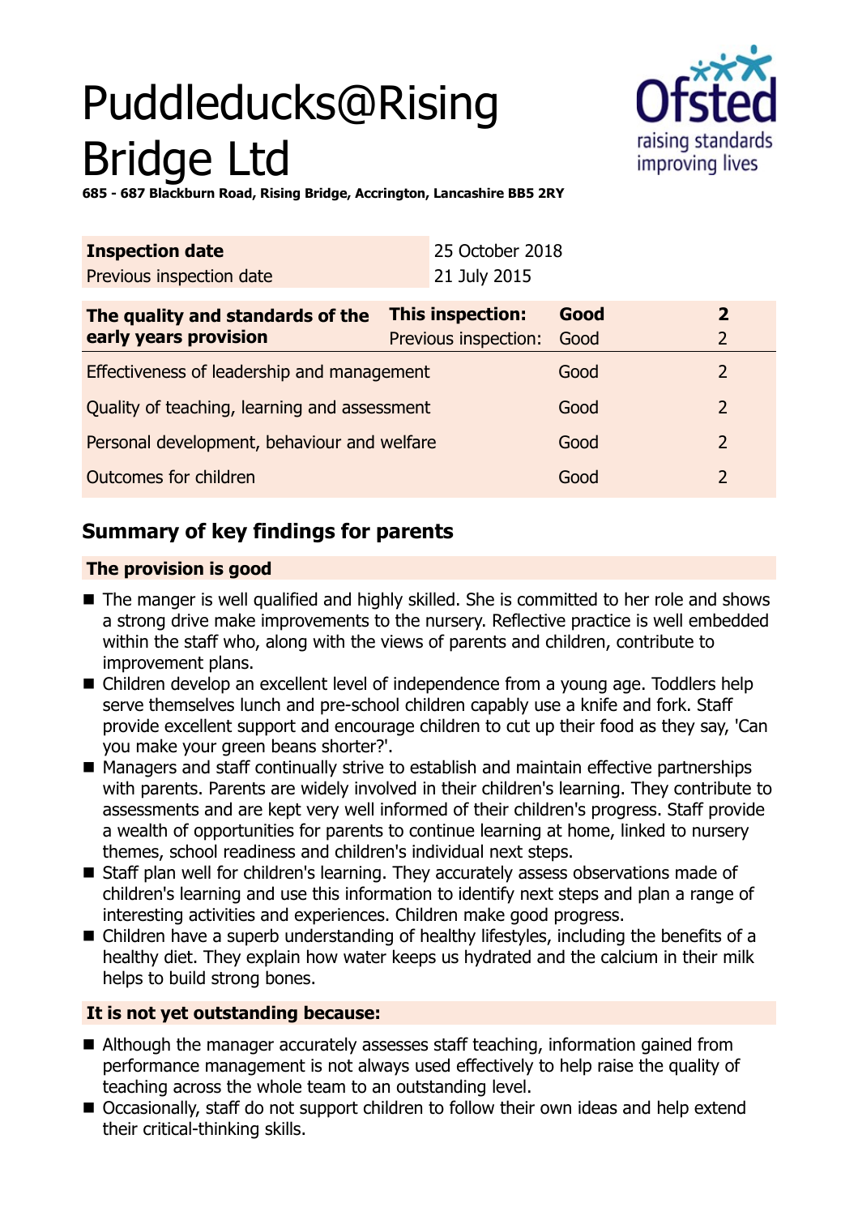# Puddleducks@Rising Bridge Ltd

**685 - 687 Blackburn Road, Rising Bridge, Accrington, Lancashire BB5 2RY**

| **Inspection date** | 25 October 2018 |
|---|---|
| Previous inspection date | 21 July 2015 |

| **The quality and standards of the early years provision** | **This inspection:** | **Good** | **2** |
|---|---|---|---|
| | Previous inspection: | Good | 2 |
| Effectiveness of leadership and management | | Good | 2 |
| Quality of teaching, learning and assessment | | Good | 2 |
| Personal development, behaviour and welfare | | Good | 2 |
| Outcomes for children | | Good | 2 |

## Summary of key findings for parents

### The provision is good

- The manger is well qualified and highly skilled. She is committed to her role and shows a strong drive make improvements to the nursery. Reflective practice is well embedded within the staff who, along with the views of parents and children, contribute to improvement plans.
- Children develop an excellent level of independence from a young age. Toddlers help serve themselves lunch and pre-school children capably use a knife and fork. Staff provide excellent support and encourage children to cut up their food as they say, 'Can you make your green beans shorter?'.
- Managers and staff continually strive to establish and maintain effective partnerships with parents. Parents are widely involved in their children's learning. They contribute to assessments and are kept very well informed of their children's progress. Staff provide a wealth of opportunities for parents to continue learning at home, linked to nursery themes, school readiness and children's individual next steps.
- Staff plan well for children's learning. They accurately assess observations made of children's learning and use this information to identify next steps and plan a range of interesting activities and experiences. Children make good progress.
- Children have a superb understanding of healthy lifestyles, including the benefits of a healthy diet. They explain how water keeps us hydrated and the calcium in their milk helps to build strong bones.

### It is not yet outstanding because:

- Although the manager accurately assesses staff teaching, information gained from performance management is not always used effectively to help raise the quality of teaching across the whole team to an outstanding level.
- Occasionally, staff do not support children to follow their own ideas and help extend their critical-thinking skills.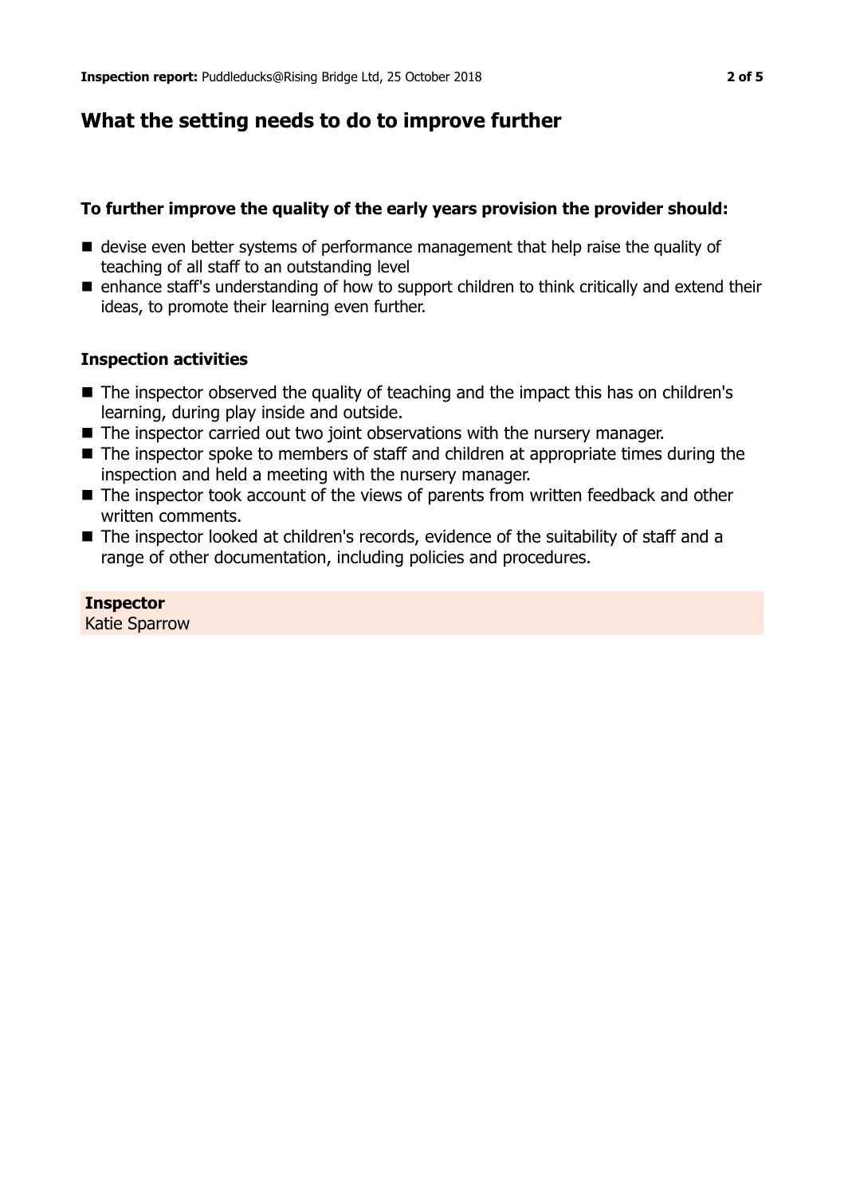## What the setting needs to do to improve further

### To further improve the quality of the early years provision the provider should:

- devise even better systems of performance management that help raise the quality of teaching of all staff to an outstanding level
- enhance staff's understanding of how to support children to think critically and extend their ideas, to promote their learning even further.

### Inspection activities

- The inspector observed the quality of teaching and the impact this has on children's learning, during play inside and outside.
- The inspector carried out two joint observations with the nursery manager.
- The inspector spoke to members of staff and children at appropriate times during the inspection and held a meeting with the nursery manager.
- The inspector took account of the views of parents from written feedback and other written comments.
- The inspector looked at children's records, evidence of the suitability of staff and a range of other documentation, including policies and procedures.

**Inspector**
Katie Sparrow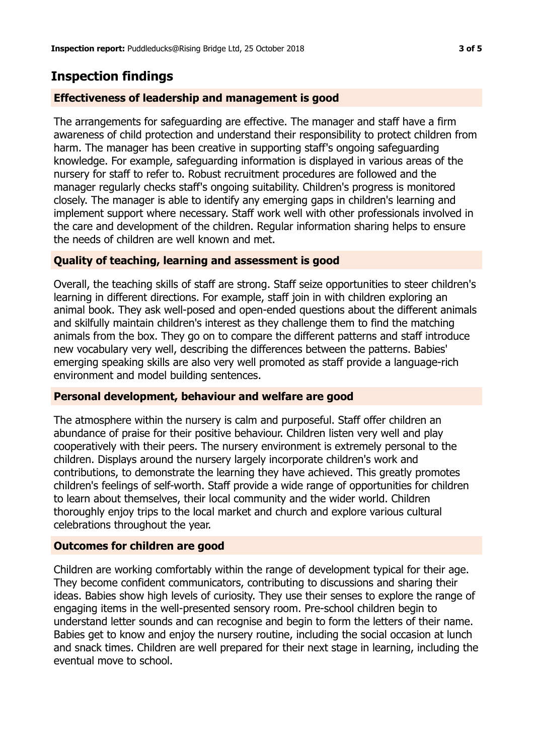## Inspection findings

### Effectiveness of leadership and management is good

The arrangements for safeguarding are effective. The manager and staff have a firm awareness of child protection and understand their responsibility to protect children from harm. The manager has been creative in supporting staff's ongoing safeguarding knowledge. For example, safeguarding information is displayed in various areas of the nursery for staff to refer to. Robust recruitment procedures are followed and the manager regularly checks staff's ongoing suitability. Children's progress is monitored closely. The manager is able to identify any emerging gaps in children's learning and implement support where necessary. Staff work well with other professionals involved in the care and development of the children. Regular information sharing helps to ensure the needs of children are well known and met.

### Quality of teaching, learning and assessment is good

Overall, the teaching skills of staff are strong. Staff seize opportunities to steer children's learning in different directions. For example, staff join in with children exploring an animal book. They ask well-posed and open-ended questions about the different animals and skilfully maintain children's interest as they challenge them to find the matching animals from the box. They go on to compare the different patterns and staff introduce new vocabulary very well, describing the differences between the patterns. Babies' emerging speaking skills are also very well promoted as staff provide a language-rich environment and model building sentences.

### Personal development, behaviour and welfare are good

The atmosphere within the nursery is calm and purposeful. Staff offer children an abundance of praise for their positive behaviour. Children listen very well and play cooperatively with their peers. The nursery environment is extremely personal to the children. Displays around the nursery largely incorporate children's work and contributions, to demonstrate the learning they have achieved. This greatly promotes children's feelings of self-worth. Staff provide a wide range of opportunities for children to learn about themselves, their local community and the wider world. Children thoroughly enjoy trips to the local market and church and explore various cultural celebrations throughout the year.

### Outcomes for children are good

Children are working comfortably within the range of development typical for their age. They become confident communicators, contributing to discussions and sharing their ideas. Babies show high levels of curiosity. They use their senses to explore the range of engaging items in the well-presented sensory room. Pre-school children begin to understand letter sounds and can recognise and begin to form the letters of their name. Babies get to know and enjoy the nursery routine, including the social occasion at lunch and snack times. Children are well prepared for their next stage in learning, including the eventual move to school.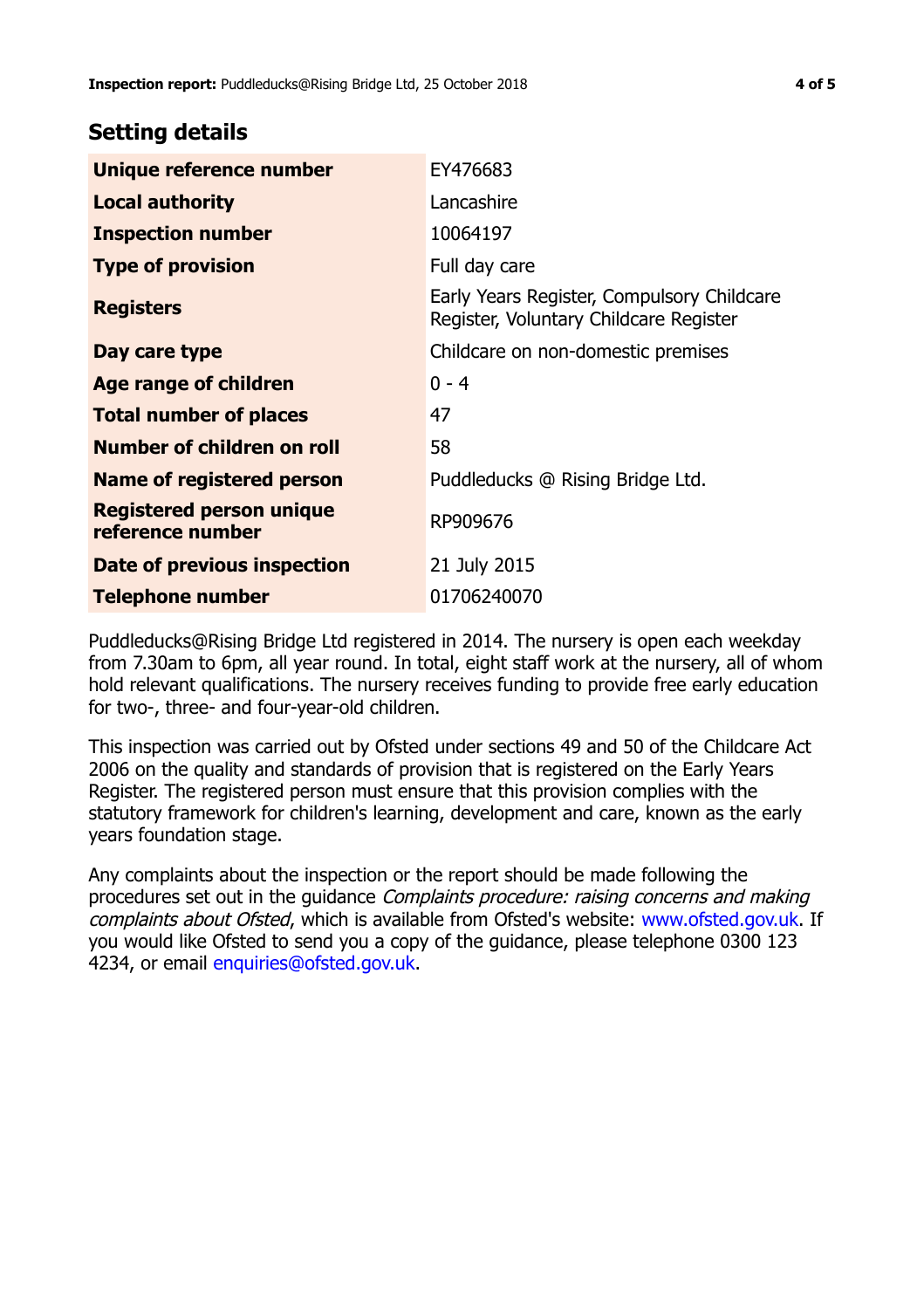## Setting details

| | |
|---|---|
| **Unique reference number** | EY476683 |
| **Local authority** | Lancashire |
| **Inspection number** | 10064197 |
| **Type of provision** | Full day care |
| **Registers** | Early Years Register, Compulsory Childcare Register, Voluntary Childcare Register |
| **Day care type** | Childcare on non-domestic premises |
| **Age range of children** | 0 - 4 |
| **Total number of places** | 47 |
| **Number of children on roll** | 58 |
| **Name of registered person** | Puddleducks @ Rising Bridge Ltd. |
| **Registered person unique reference number** | RP909676 |
| **Date of previous inspection** | 21 July 2015 |
| **Telephone number** | 01706240070 |

Puddleducks@Rising Bridge Ltd registered in 2014. The nursery is open each weekday from 7.30am to 6pm, all year round. In total, eight staff work at the nursery, all of whom hold relevant qualifications. The nursery receives funding to provide free early education for two-, three- and four-year-old children.

This inspection was carried out by Ofsted under sections 49 and 50 of the Childcare Act 2006 on the quality and standards of provision that is registered on the Early Years Register. The registered person must ensure that this provision complies with the statutory framework for children's learning, development and care, known as the early years foundation stage.

Any complaints about the inspection or the report should be made following the procedures set out in the guidance *Complaints procedure: raising concerns and making complaints about Ofsted*, which is available from Ofsted's website: www.ofsted.gov.uk. If you would like Ofsted to send you a copy of the guidance, please telephone 0300 123 4234, or email enquiries@ofsted.gov.uk.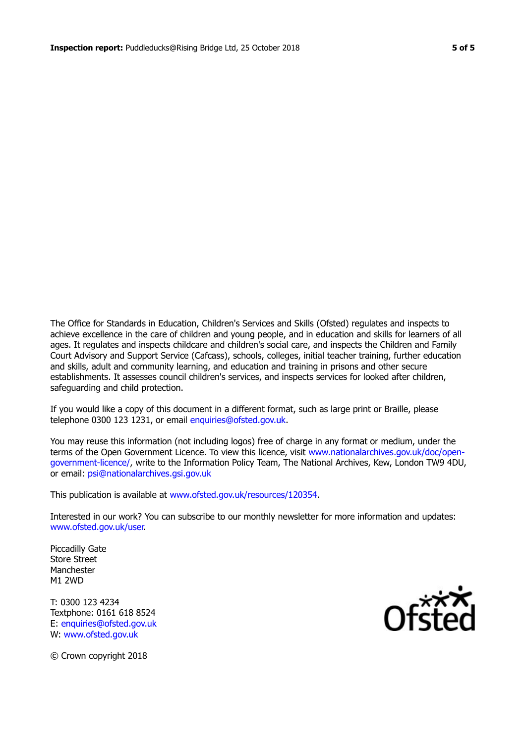The Office for Standards in Education, Children's Services and Skills (Ofsted) regulates and inspects to achieve excellence in the care of children and young people, and in education and skills for learners of all ages. It regulates and inspects childcare and children's social care, and inspects the Children and Family Court Advisory and Support Service (Cafcass), schools, colleges, initial teacher training, further education and skills, adult and community learning, and education and training in prisons and other secure establishments. It assesses council children's services, and inspects services for looked after children, safeguarding and child protection.

If you would like a copy of this document in a different format, such as large print or Braille, please telephone 0300 123 1231, or email enquiries@ofsted.gov.uk.

You may reuse this information (not including logos) free of charge in any format or medium, under the terms of the Open Government Licence. To view this licence, visit www.nationalarchives.gov.uk/doc/open-government-licence/, write to the Information Policy Team, The National Archives, Kew, London TW9 4DU, or email: psi@nationalarchives.gsi.gov.uk

This publication is available at www.ofsted.gov.uk/resources/120354.

Interested in our work? You can subscribe to our monthly newsletter for more information and updates: www.ofsted.gov.uk/user.

Piccadilly Gate
Store Street
Manchester
M1 2WD

T: 0300 123 4234
Textphone: 0161 618 8524
E: enquiries@ofsted.gov.uk
W: www.ofsted.gov.uk

© Crown copyright 2018